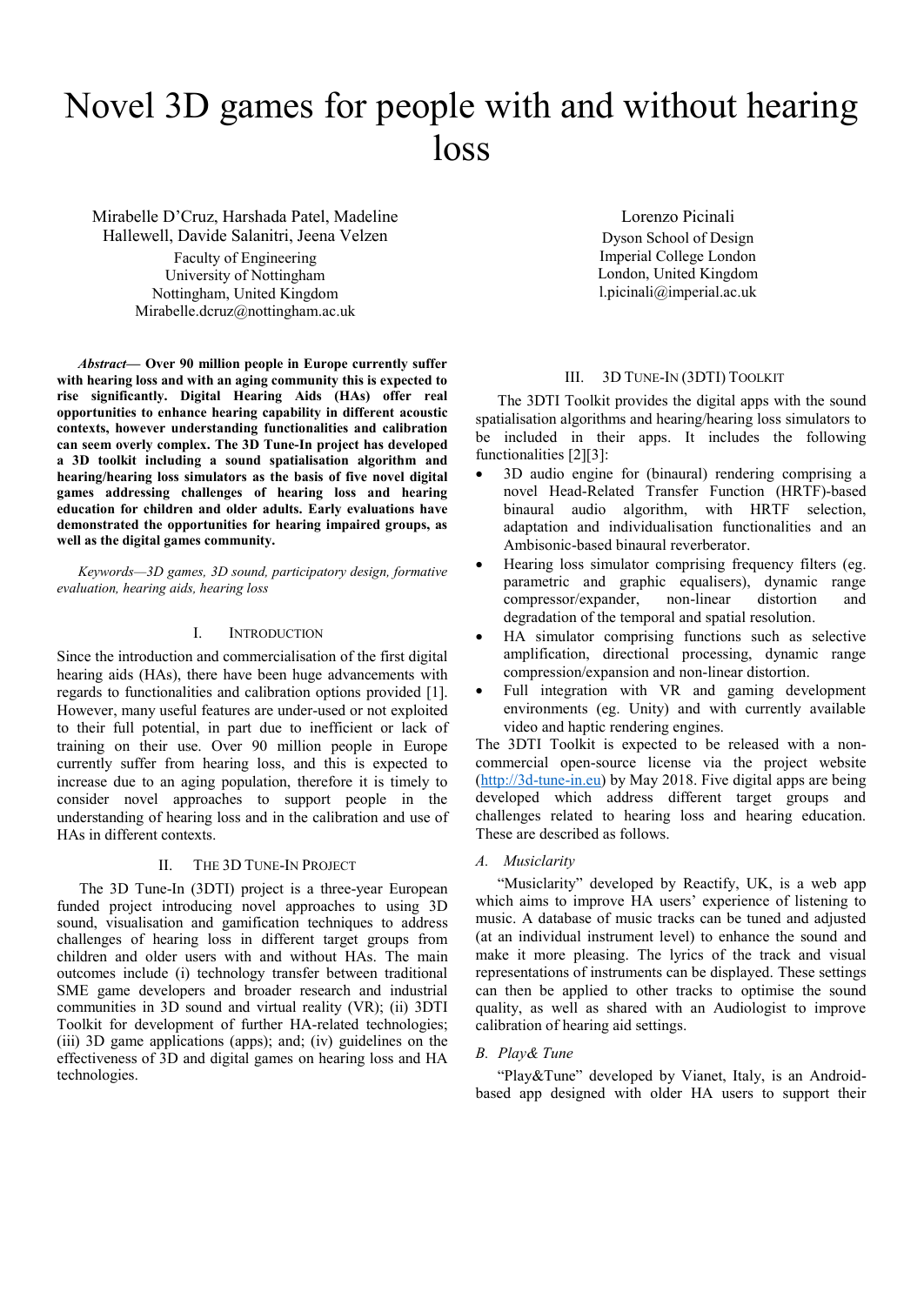# Novel 3D games for people with and without hearing loss

Mirabelle D'Cruz, Harshada Patel, Madeline Hallewell, Davide Salanitri, Jeena Velzen
Faculty of Engineering
University of Nottingham
Nottingham, United Kingdom
Mirabelle.dcruz@nottingham.ac.uk

Lorenzo Picinali
Dyson School of Design
Imperial College London
London, United Kingdom
l.picinali@imperial.ac.uk

***Abstract*— Over 90 million people in Europe currently suffer with hearing loss and with an aging community this is expected to rise significantly. Digital Hearing Aids (HAs) offer real opportunities to enhance hearing capability in different acoustic contexts, however understanding functionalities and calibration can seem overly complex. The 3D Tune-In project has developed a 3D toolkit including a sound spatialisation algorithm and hearing/hearing loss simulators as the basis of five novel digital games addressing challenges of hearing loss and hearing education for children and older adults. Early evaluations have demonstrated the opportunities for hearing impaired groups, as well as the digital games community.**

*Keywords—3D games, 3D sound, participatory design, formative evaluation, hearing aids, hearing loss*

## I. Introduction

Since the introduction and commercialisation of the first digital hearing aids (HAs), there have been huge advancements with regards to functionalities and calibration options provided [1]. However, many useful features are under-used or not exploited to their full potential, in part due to inefficient or lack of training on their use. Over 90 million people in Europe currently suffer from hearing loss, and this is expected to increase due to an aging population, therefore it is timely to consider novel approaches to support people in the understanding of hearing loss and in the calibration and use of HAs in different contexts.

## II. The 3D Tune-In Project

The 3D Tune-In (3DTI) project is a three-year European funded project introducing novel approaches to using 3D sound, visualisation and gamification techniques to address challenges of hearing loss in different target groups from children and older users with and without HAs. The main outcomes include (i) technology transfer between traditional SME game developers and broader research and industrial communities in 3D sound and virtual reality (VR); (ii) 3DTI Toolkit for development of further HA-related technologies; (iii) 3D game applications (apps); and; (iv) guidelines on the effectiveness of 3D and digital games on hearing loss and HA technologies.

## III. 3D Tune-In (3DTI) Toolkit

The 3DTI Toolkit provides the digital apps with the sound spatialisation algorithms and hearing/hearing loss simulators to be included in their apps. It includes the following functionalities [2][3]:

- 3D audio engine for (binaural) rendering comprising a novel Head-Related Transfer Function (HRTF)-based binaural audio algorithm, with HRTF selection, adaptation and individualisation functionalities and an Ambisonic-based binaural reverberator.
- Hearing loss simulator comprising frequency filters (eg. parametric and graphic equalisers), dynamic range compressor/expander, non-linear distortion and degradation of the temporal and spatial resolution.
- HA simulator comprising functions such as selective amplification, directional processing, dynamic range compression/expansion and non-linear distortion.
- Full integration with VR and gaming development environments (eg. Unity) and with currently available video and haptic rendering engines.

The 3DTI Toolkit is expected to be released with a non-commercial open-source license via the project website (http://3d-tune-in.eu) by May 2018. Five digital apps are being developed which address different target groups and challenges related to hearing loss and hearing education. These are described as follows.

### A. Musiclarity

"Musiclarity" developed by Reactify, UK, is a web app which aims to improve HA users' experience of listening to music. A database of music tracks can be tuned and adjusted (at an individual instrument level) to enhance the sound and make it more pleasing. The lyrics of the track and visual representations of instruments can be displayed. These settings can then be applied to other tracks to optimise the sound quality, as well as shared with an Audiologist to improve calibration of hearing aid settings.

### B. Play& Tune

"Play&Tune" developed by Vianet, Italy, is an Android-based app designed with older HA users to support their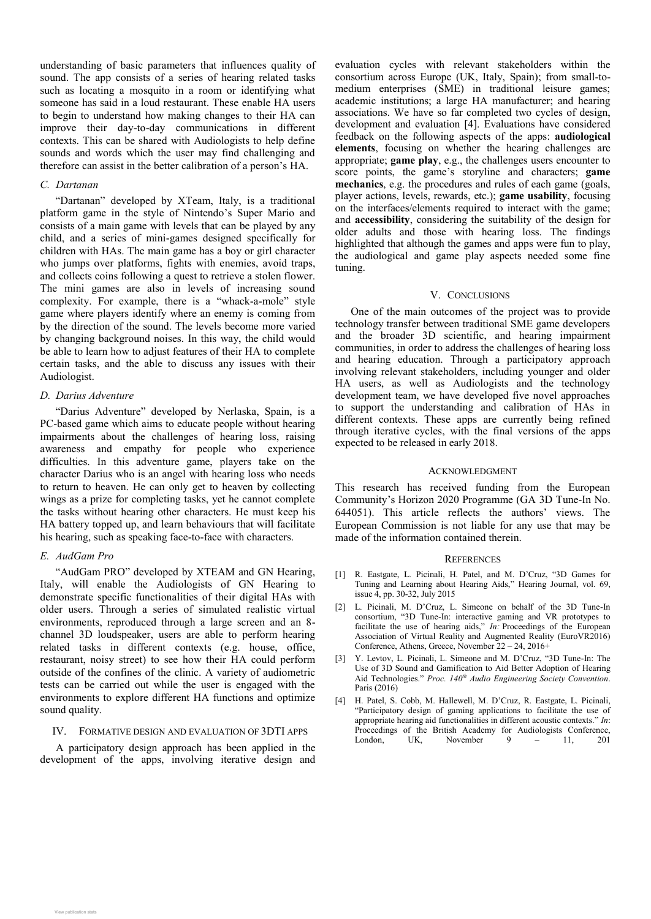understanding of basic parameters that influences quality of sound. The app consists of a series of hearing related tasks such as locating a mosquito in a room or identifying what someone has said in a loud restaurant. These enable HA users to begin to understand how making changes to their HA can improve their day-to-day communications in different contexts. This can be shared with Audiologists to help define sounds and words which the user may find challenging and therefore can assist in the better calibration of a person's HA.

### *C. Dartanan*

"Dartanan" developed by XTeam, Italy, is a traditional platform game in the style of Nintendo's Super Mario and consists of a main game with levels that can be played by any child, and a series of mini-games designed specifically for children with HAs. The main game has a boy or girl character who jumps over platforms, fights with enemies, avoid traps, and collects coins following a quest to retrieve a stolen flower. The mini games are also in levels of increasing sound complexity. For example, there is a "whack-a-mole" style game where players identify where an enemy is coming from by the direction of the sound. The levels become more varied by changing background noises. In this way, the child would be able to learn how to adjust features of their HA to complete certain tasks, and the able to discuss any issues with their Audiologist.

### *D. Darius Adventure*

"Darius Adventure" developed by Nerlaska, Spain, is a PC-based game which aims to educate people without hearing impairments about the challenges of hearing loss, raising awareness and empathy for people who experience difficulties. In this adventure game, players take on the character Darius who is an angel with hearing loss who needs to return to heaven. He can only get to heaven by collecting wings as a prize for completing tasks, yet he cannot complete the tasks without hearing other characters. He must keep his HA battery topped up, and learn behaviours that will facilitate his hearing, such as speaking face-to-face with characters.

### *E. AudGam Pro*

"AudGam PRO" developed by XTEAM and GN Hearing, Italy, will enable the Audiologists of GN Hearing to demonstrate specific functionalities of their digital HAs with older users. Through a series of simulated realistic virtual environments, reproduced through a large screen and an 8-channel 3D loudspeaker, users are able to perform hearing related tasks in different contexts (e.g. house, office, restaurant, noisy street) to see how their HA could perform outside of the confines of the clinic. A variety of audiometric tests can be carried out while the user is engaged with the environments to explore different HA functions and optimize sound quality.

## IV. Formative Design and Evaluation of 3DTI Apps

A participatory design approach has been applied in the development of the apps, involving iterative design and evaluation cycles with relevant stakeholders within the consortium across Europe (UK, Italy, Spain); from small-to-medium enterprises (SME) in traditional leisure games; academic institutions; a large HA manufacturer; and hearing associations. We have so far completed two cycles of design, development and evaluation [4]. Evaluations have considered feedback on the following aspects of the apps: **audiological elements**, focusing on whether the hearing challenges are appropriate; **game play**, e.g., the challenges users encounter to score points, the game's storyline and characters; **game mechanics**, e.g. the procedures and rules of each game (goals, player actions, levels, rewards, etc.); **game usability**, focusing on the interfaces/elements required to interact with the game; and **accessibility**, considering the suitability of the design for older adults and those with hearing loss. The findings highlighted that although the games and apps were fun to play, the audiological and game play aspects needed some fine tuning.

## V. Conclusions

One of the main outcomes of the project was to provide technology transfer between traditional SME game developers and the broader 3D scientific, and hearing impairment communities, in order to address the challenges of hearing loss and hearing education. Through a participatory approach involving relevant stakeholders, including younger and older HA users, as well as Audiologists and the technology development team, we have developed five novel approaches to support the understanding and calibration of HAs in different contexts. These apps are currently being refined through iterative cycles, with the final versions of the apps expected to be released in early 2018.

## Acknowledgment

This research has received funding from the European Community's Horizon 2020 Programme (GA 3D Tune-In No. 644051). This article reflects the authors' views. The European Commission is not liable for any use that may be made of the information contained therein.

## References

[1] R. Eastgate, L. Picinali, H. Patel, and M. D'Cruz, "3D Games for Tuning and Learning about Hearing Aids," Hearing Journal, vol. 69, issue 4, pp. 30-32, July 2015

[2] L. Picinali, M. D'Cruz, L. Simeone on behalf of the 3D Tune-In consortium, "3D Tune-In: interactive gaming and VR prototypes to facilitate the use of hearing aids," *In:* Proceedings of the European Association of Virtual Reality and Augmented Reality (EuroVR2016) Conference, Athens, Greece, November 22 – 24, 2016+

[3] Y. Levtov, L. Picinali, L. Simeone and M. D'Cruz, "3D Tune-In: The Use of 3D Sound and Gamification to Aid Better Adoption of Hearing Aid Technologies." *Proc. 140th Audio Engineering Society Convention*. Paris (2016)

[4] H. Patel, S. Cobb, M. Hallewell, M. D'Cruz, R. Eastgate, L. Picinali, "Participatory design of gaming applications to facilitate the use of appropriate hearing aid functionalities in different acoustic contexts." *In*: Proceedings of the British Academy for Audiologists Conference, London, UK, November 9 – 11, 201